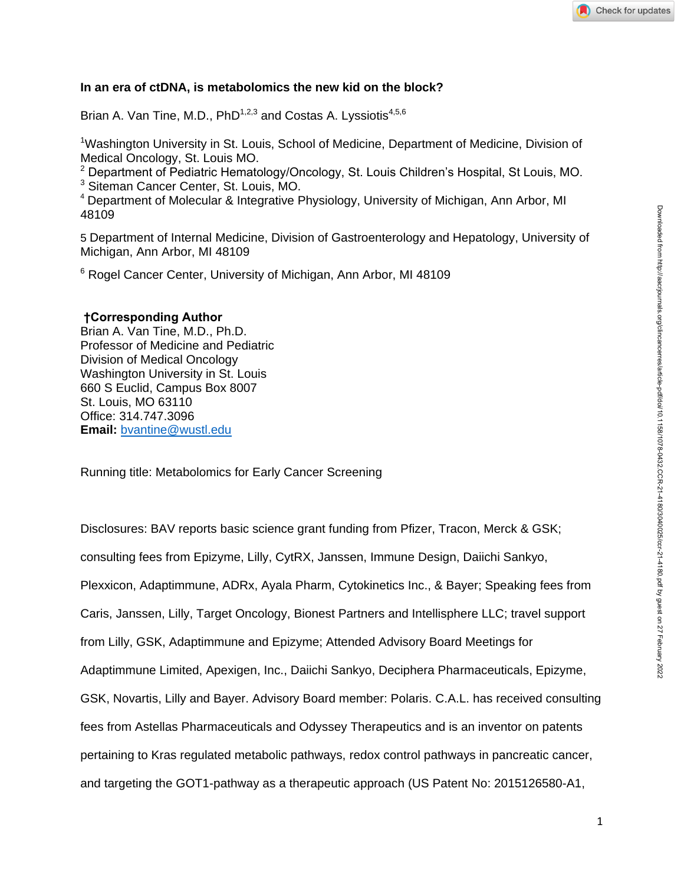**In an era of ctDNA, is metabolomics the new kid on the block?**

Brian A. Van Tine, M.D., PhD[1,2,3] and Costas A. Lyssiotis[4,5,6]

[1]Washington University in St. Louis, School of Medicine, Department of Medicine, Division of Medical Oncology, St. Louis MO.
[2] Department of Pediatric Hematology/Oncology, St. Louis Children's Hospital, St Louis, MO.
[3] Siteman Cancer Center, St. Louis, MO.
[4] Department of Molecular & Integrative Physiology, University of Michigan, Ann Arbor, MI 48109

5 Department of Internal Medicine, Division of Gastroenterology and Hepatology, University of Michigan, Ann Arbor, MI 48109

[6] Rogel Cancer Center, University of Michigan, Ann Arbor, MI 48109

**†Corresponding Author**
Brian A. Van Tine, M.D., Ph.D.
Professor of Medicine and Pediatric
Division of Medical Oncology
Washington University in St. Louis
660 S Euclid, Campus Box 8007
St. Louis, MO 63110
Office: 314.747.3096
**Email:** bvantine@wustl.edu

Running title: Metabolomics for Early Cancer Screening

Disclosures: BAV reports basic science grant funding from Pfizer, Tracon, Merck & GSK; consulting fees from Epizyme, Lilly, CytRX, Janssen, Immune Design, Daiichi Sankyo, Plexxicon, Adaptimmune, ADRx, Ayala Pharm, Cytokinetics Inc., & Bayer; Speaking fees from Caris, Janssen, Lilly, Target Oncology, Bionest Partners and Intellisphere LLC; travel support from Lilly, GSK, Adaptimmune and Epizyme; Attended Advisory Board Meetings for Adaptimmune Limited, Apexigen, Inc., Daiichi Sankyo, Deciphera Pharmaceuticals, Epizyme, GSK, Novartis, Lilly and Bayer. Advisory Board member: Polaris. C.A.L. has received consulting fees from Astellas Pharmaceuticals and Odyssey Therapeutics and is an inventor on patents pertaining to Kras regulated metabolic pathways, redox control pathways in pancreatic cancer, and targeting the GOT1-pathway as a therapeutic approach (US Patent No: 2015126580-A1,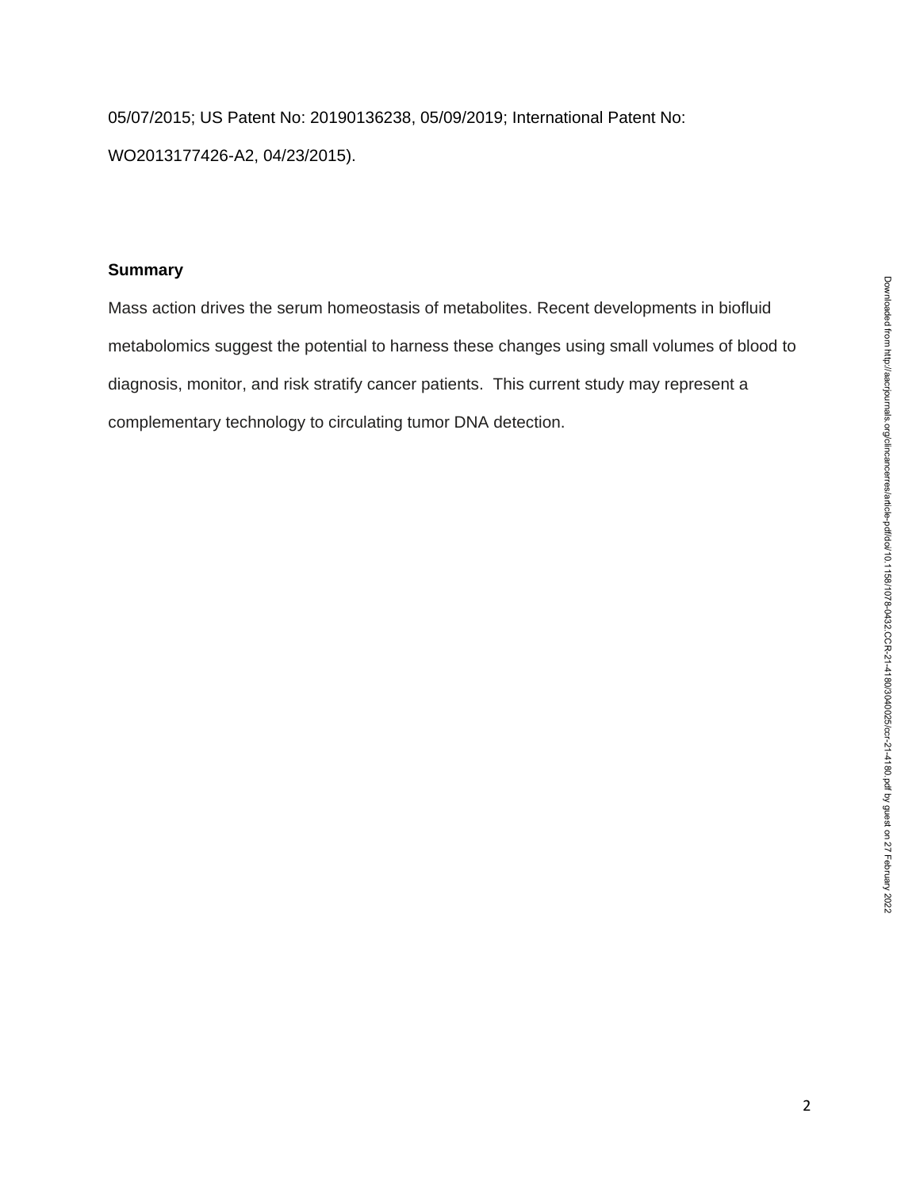05/07/2015; US Patent No: 20190136238, 05/09/2019; International Patent No: WO2013177426-A2, 04/23/2015).

## Summary

Mass action drives the serum homeostasis of metabolites. Recent developments in biofluid metabolomics suggest the potential to harness these changes using small volumes of blood to diagnosis, monitor, and risk stratify cancer patients. This current study may represent a complementary technology to circulating tumor DNA detection.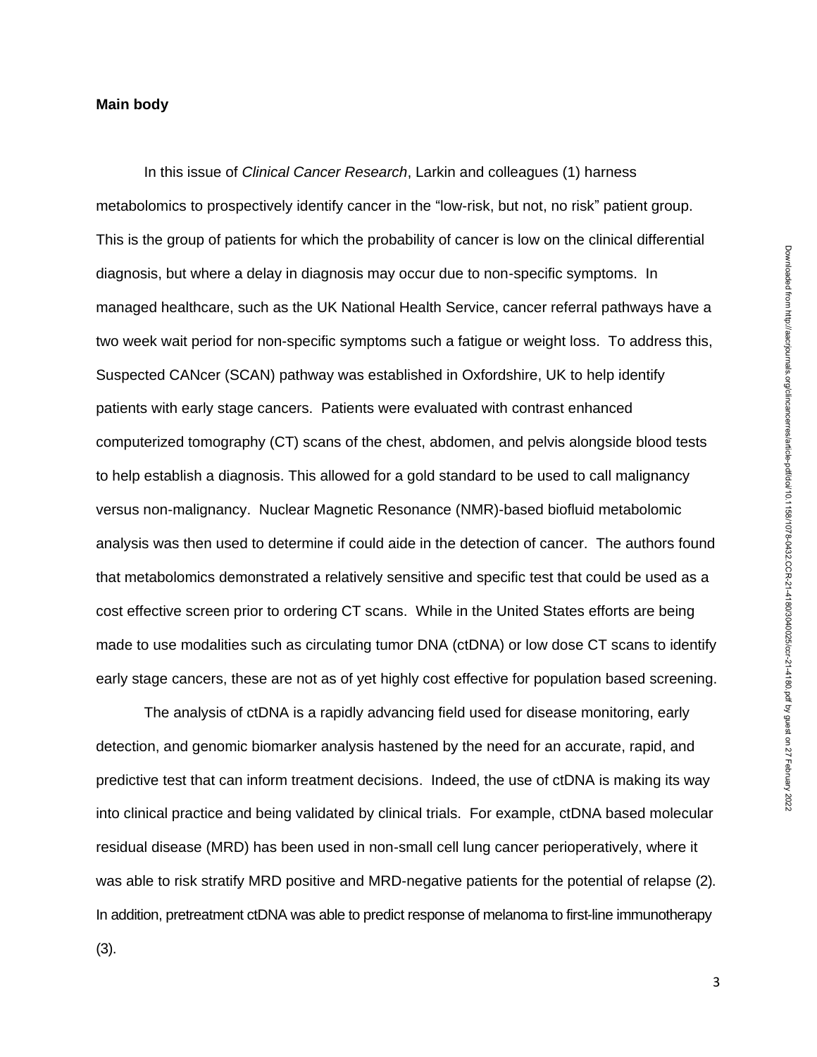**Main body**

In this issue of *Clinical Cancer Research*, Larkin and colleagues (1) harness metabolomics to prospectively identify cancer in the "low-risk, but not, no risk" patient group. This is the group of patients for which the probability of cancer is low on the clinical differential diagnosis, but where a delay in diagnosis may occur due to non-specific symptoms. In managed healthcare, such as the UK National Health Service, cancer referral pathways have a two week wait period for non-specific symptoms such a fatigue or weight loss. To address this, Suspected CANcer (SCAN) pathway was established in Oxfordshire, UK to help identify patients with early stage cancers. Patients were evaluated with contrast enhanced computerized tomography (CT) scans of the chest, abdomen, and pelvis alongside blood tests to help establish a diagnosis. This allowed for a gold standard to be used to call malignancy versus non-malignancy. Nuclear Magnetic Resonance (NMR)-based biofluid metabolomic analysis was then used to determine if could aide in the detection of cancer. The authors found that metabolomics demonstrated a relatively sensitive and specific test that could be used as a cost effective screen prior to ordering CT scans. While in the United States efforts are being made to use modalities such as circulating tumor DNA (ctDNA) or low dose CT scans to identify early stage cancers, these are not as of yet highly cost effective for population based screening.

The analysis of ctDNA is a rapidly advancing field used for disease monitoring, early detection, and genomic biomarker analysis hastened by the need for an accurate, rapid, and predictive test that can inform treatment decisions. Indeed, the use of ctDNA is making its way into clinical practice and being validated by clinical trials. For example, ctDNA based molecular residual disease (MRD) has been used in non-small cell lung cancer perioperatively, where it was able to risk stratify MRD positive and MRD-negative patients for the potential of relapse (2). In addition, pretreatment ctDNA was able to predict response of melanoma to first-line immunotherapy (3).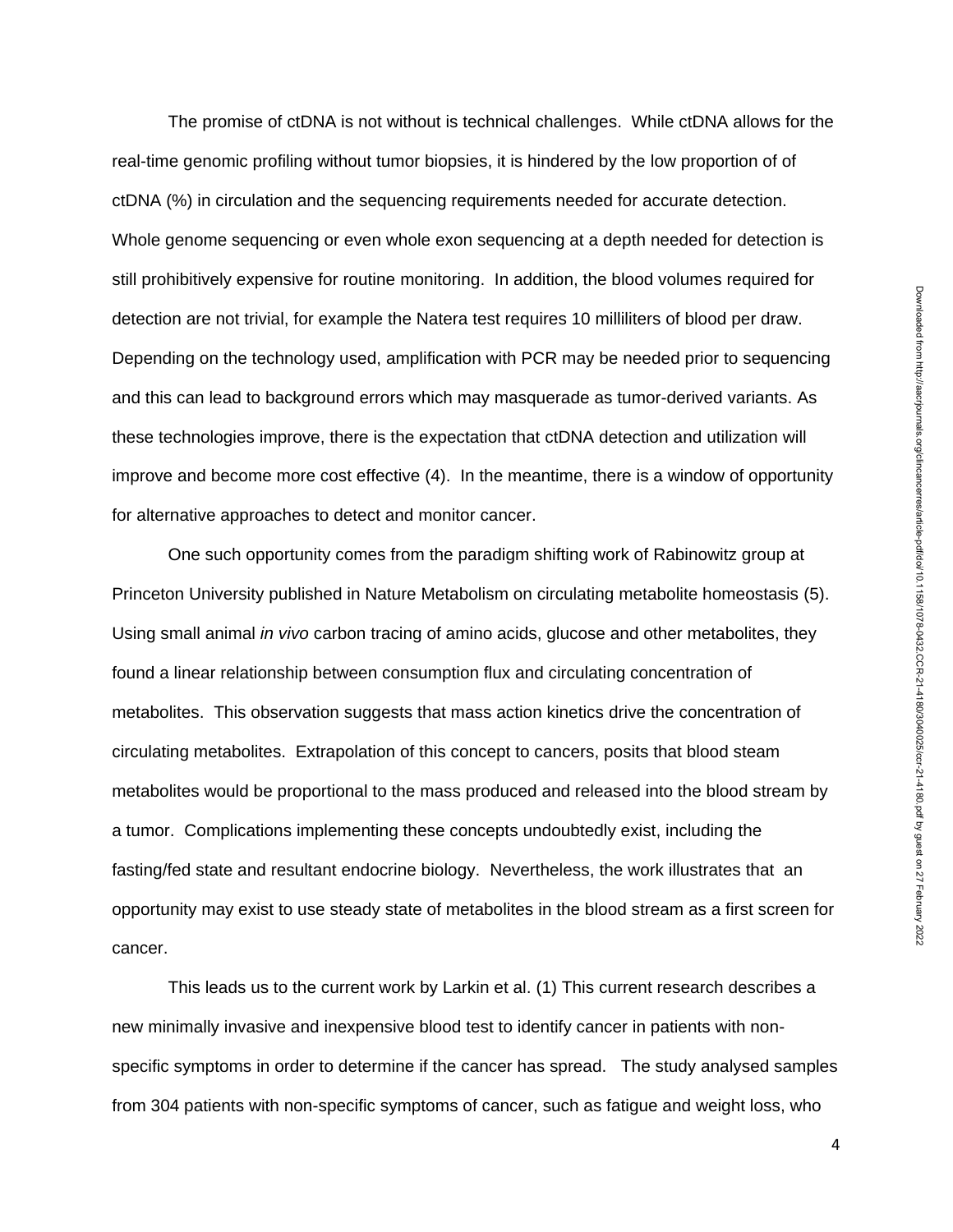The promise of ctDNA is not without is technical challenges. While ctDNA allows for the real-time genomic profiling without tumor biopsies, it is hindered by the low proportion of of ctDNA (%) in circulation and the sequencing requirements needed for accurate detection. Whole genome sequencing or even whole exon sequencing at a depth needed for detection is still prohibitively expensive for routine monitoring. In addition, the blood volumes required for detection are not trivial, for example the Natera test requires 10 milliliters of blood per draw. Depending on the technology used, amplification with PCR may be needed prior to sequencing and this can lead to background errors which may masquerade as tumor-derived variants. As these technologies improve, there is the expectation that ctDNA detection and utilization will improve and become more cost effective (4). In the meantime, there is a window of opportunity for alternative approaches to detect and monitor cancer.

One such opportunity comes from the paradigm shifting work of Rabinowitz group at Princeton University published in Nature Metabolism on circulating metabolite homeostasis (5). Using small animal *in vivo* carbon tracing of amino acids, glucose and other metabolites, they found a linear relationship between consumption flux and circulating concentration of metabolites. This observation suggests that mass action kinetics drive the concentration of circulating metabolites. Extrapolation of this concept to cancers, posits that blood steam metabolites would be proportional to the mass produced and released into the blood stream by a tumor. Complications implementing these concepts undoubtedly exist, including the fasting/fed state and resultant endocrine biology. Nevertheless, the work illustrates that an opportunity may exist to use steady state of metabolites in the blood stream as a first screen for cancer.

This leads us to the current work by Larkin et al. (1) This current research describes a new minimally invasive and inexpensive blood test to identify cancer in patients with non-specific symptoms in order to determine if the cancer has spread. The study analysed samples from 304 patients with non-specific symptoms of cancer, such as fatigue and weight loss, who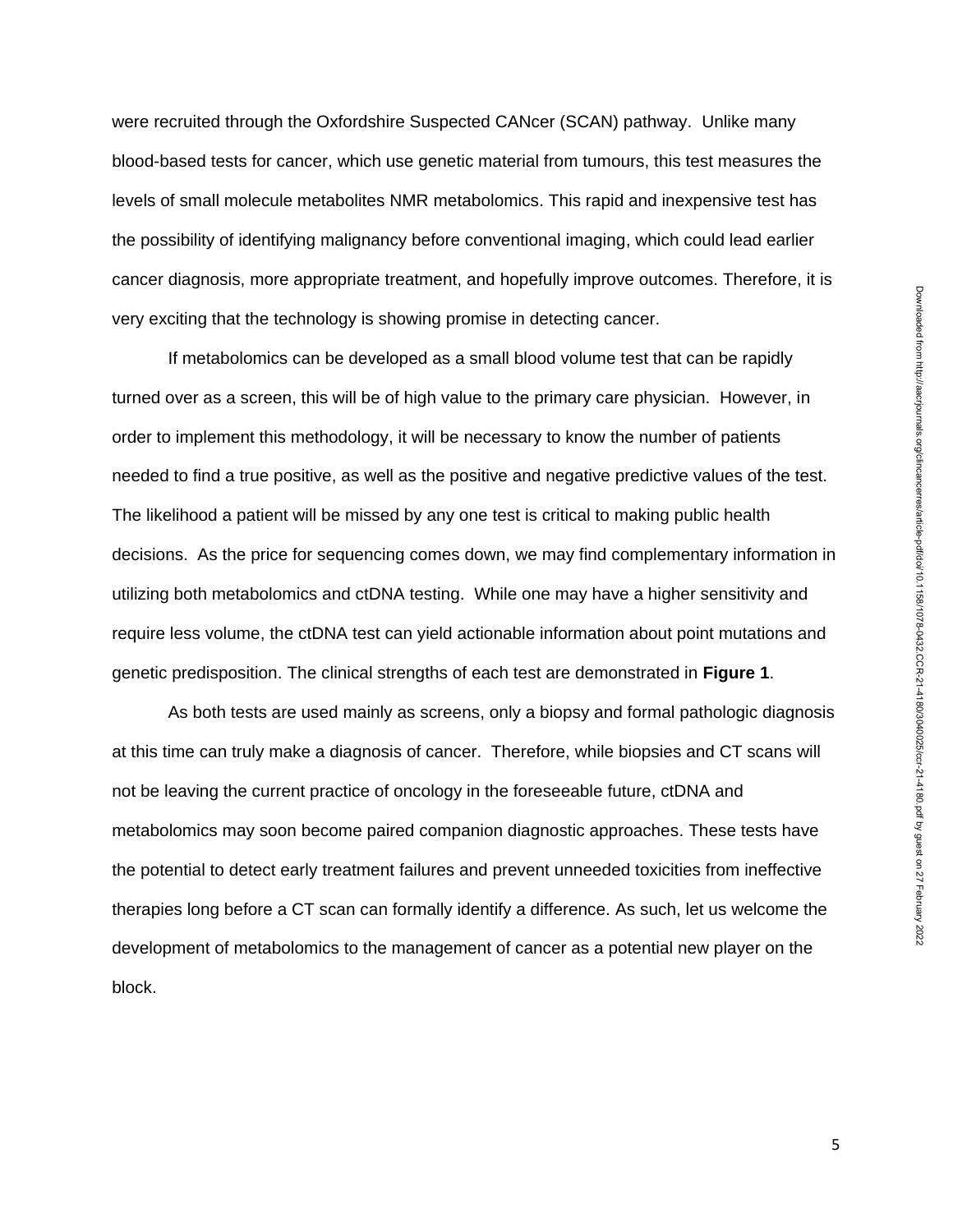were recruited through the Oxfordshire Suspected CANcer (SCAN) pathway. Unlike many blood-based tests for cancer, which use genetic material from tumours, this test measures the levels of small molecule metabolites NMR metabolomics. This rapid and inexpensive test has the possibility of identifying malignancy before conventional imaging, which could lead earlier cancer diagnosis, more appropriate treatment, and hopefully improve outcomes. Therefore, it is very exciting that the technology is showing promise in detecting cancer.

If metabolomics can be developed as a small blood volume test that can be rapidly turned over as a screen, this will be of high value to the primary care physician. However, in order to implement this methodology, it will be necessary to know the number of patients needed to find a true positive, as well as the positive and negative predictive values of the test. The likelihood a patient will be missed by any one test is critical to making public health decisions. As the price for sequencing comes down, we may find complementary information in utilizing both metabolomics and ctDNA testing. While one may have a higher sensitivity and require less volume, the ctDNA test can yield actionable information about point mutations and genetic predisposition. The clinical strengths of each test are demonstrated in **Figure 1**.

As both tests are used mainly as screens, only a biopsy and formal pathologic diagnosis at this time can truly make a diagnosis of cancer. Therefore, while biopsies and CT scans will not be leaving the current practice of oncology in the foreseeable future, ctDNA and metabolomics may soon become paired companion diagnostic approaches. These tests have the potential to detect early treatment failures and prevent unneeded toxicities from ineffective therapies long before a CT scan can formally identify a difference. As such, let us welcome the development of metabolomics to the management of cancer as a potential new player on the block.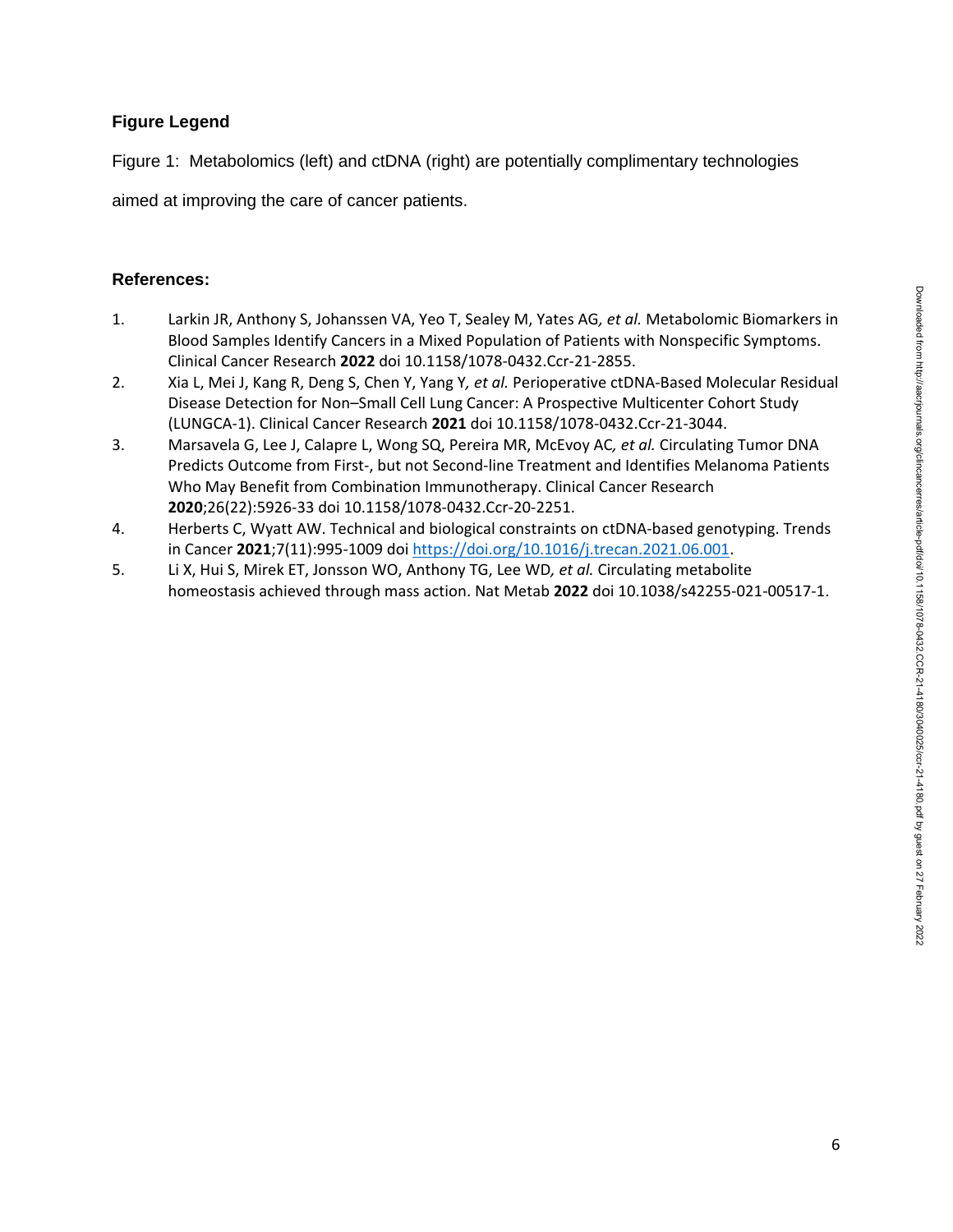## Figure Legend

Figure 1: Metabolomics (left) and ctDNA (right) are potentially complimentary technologies aimed at improving the care of cancer patients.

## References:

1. Larkin JR, Anthony S, Johanssen VA, Yeo T, Sealey M, Yates AG*, et al.* Metabolomic Biomarkers in Blood Samples Identify Cancers in a Mixed Population of Patients with Nonspecific Symptoms. Clinical Cancer Research **2022** doi 10.1158/1078-0432.Ccr-21-2855.
2. Xia L, Mei J, Kang R, Deng S, Chen Y, Yang Y*, et al.* Perioperative ctDNA-Based Molecular Residual Disease Detection for Non–Small Cell Lung Cancer: A Prospective Multicenter Cohort Study (LUNGCA-1). Clinical Cancer Research **2021** doi 10.1158/1078-0432.Ccr-21-3044.
3. Marsavela G, Lee J, Calapre L, Wong SQ, Pereira MR, McEvoy AC*, et al.* Circulating Tumor DNA Predicts Outcome from First-, but not Second-line Treatment and Identifies Melanoma Patients Who May Benefit from Combination Immunotherapy. Clinical Cancer Research **2020**;26(22):5926-33 doi 10.1158/1078-0432.Ccr-20-2251.
4. Herberts C, Wyatt AW. Technical and biological constraints on ctDNA-based genotyping. Trends in Cancer **2021**;7(11):995-1009 doi https://doi.org/10.1016/j.trecan.2021.06.001.
5. Li X, Hui S, Mirek ET, Jonsson WO, Anthony TG, Lee WD*, et al.* Circulating metabolite homeostasis achieved through mass action. Nat Metab **2022** doi 10.1038/s42255-021-00517-1.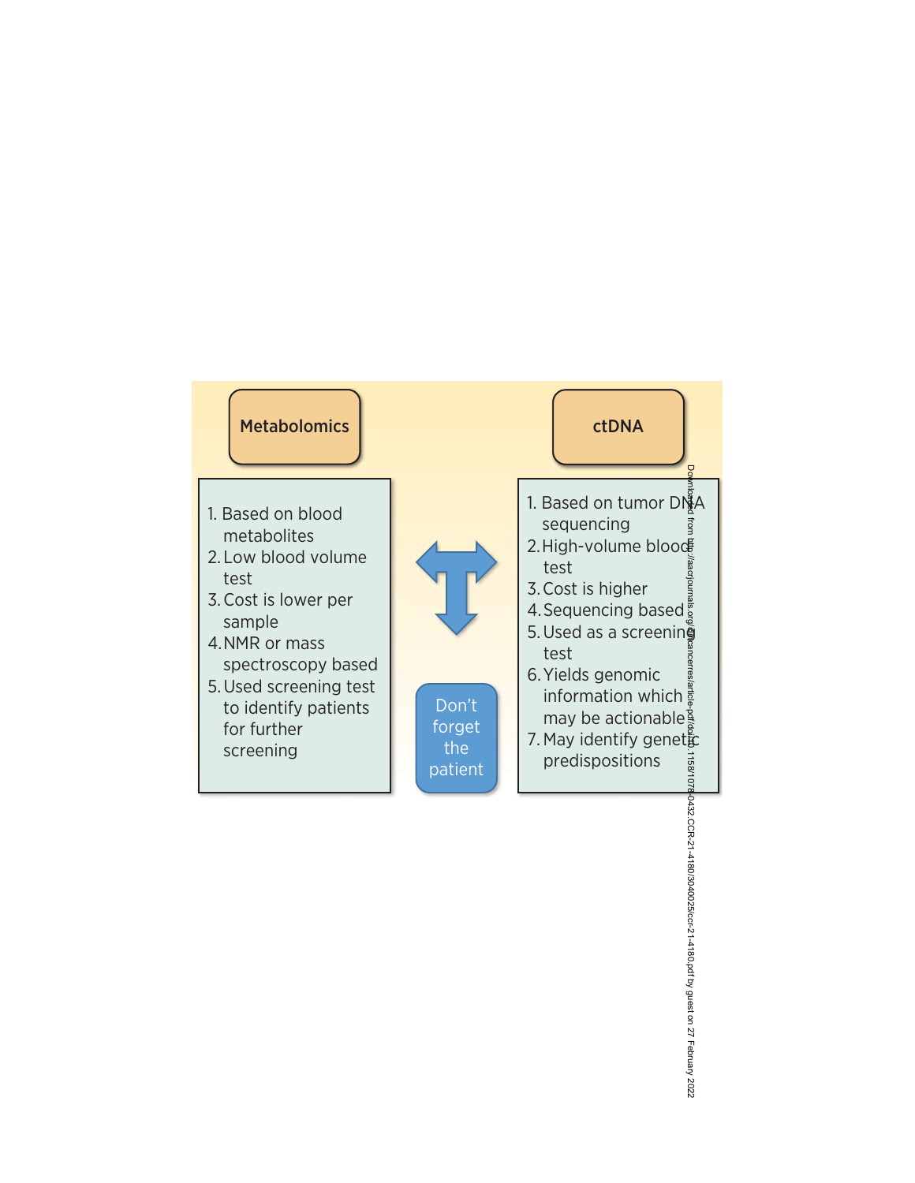Metabolomics

1. Based on blood metabolites
2. Low blood volume test
3. Cost is lower per sample
4. NMR or mass spectroscopy based
5. Used screening test to identify patients for further screening

ctDNA

1. Based on tumor DNA sequencing
2. High-volume blood test
3. Cost is higher
4. Sequencing based
5. Used as a screening test
6. Yields genomic information which may be actionable
7. May identify genetic predispositions

Don't forget the patient